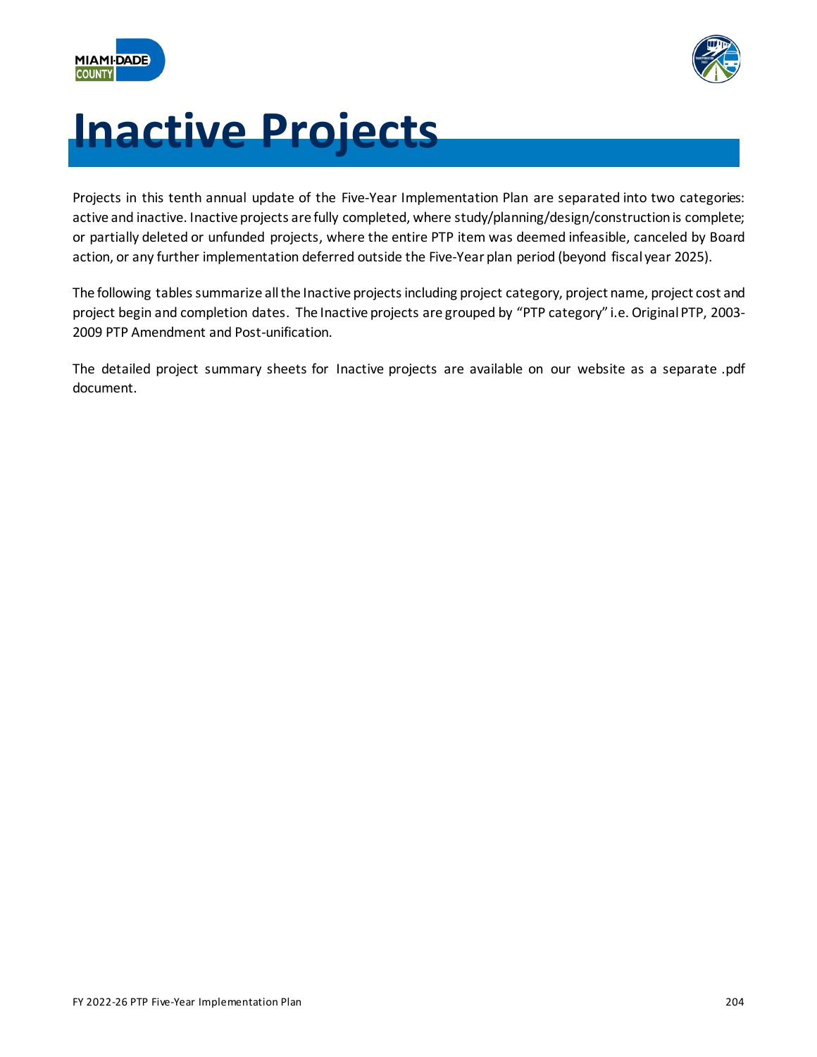# Inactive Projects

Projects in this tenth annual update of the Five-Year Implementation Plan are separated into two categories: active and inactive. Inactive projects are fully completed, where study/planning/design/construction is complete; or partially deleted or unfunded projects, where the entire PTP item was deemed infeasible, canceled by Board action, or any further implementation deferred outside the Five-Year plan period (beyond fiscal year 2025).

The following tables summarize all the Inactive projects including project category, project name, project cost and project begin and completion dates. The Inactive projects are grouped by "PTP category" i.e. Original PTP, 2003-2009 PTP Amendment and Post-unification.

The detailed project summary sheets for Inactive projects are available on our website as a separate .pdf document.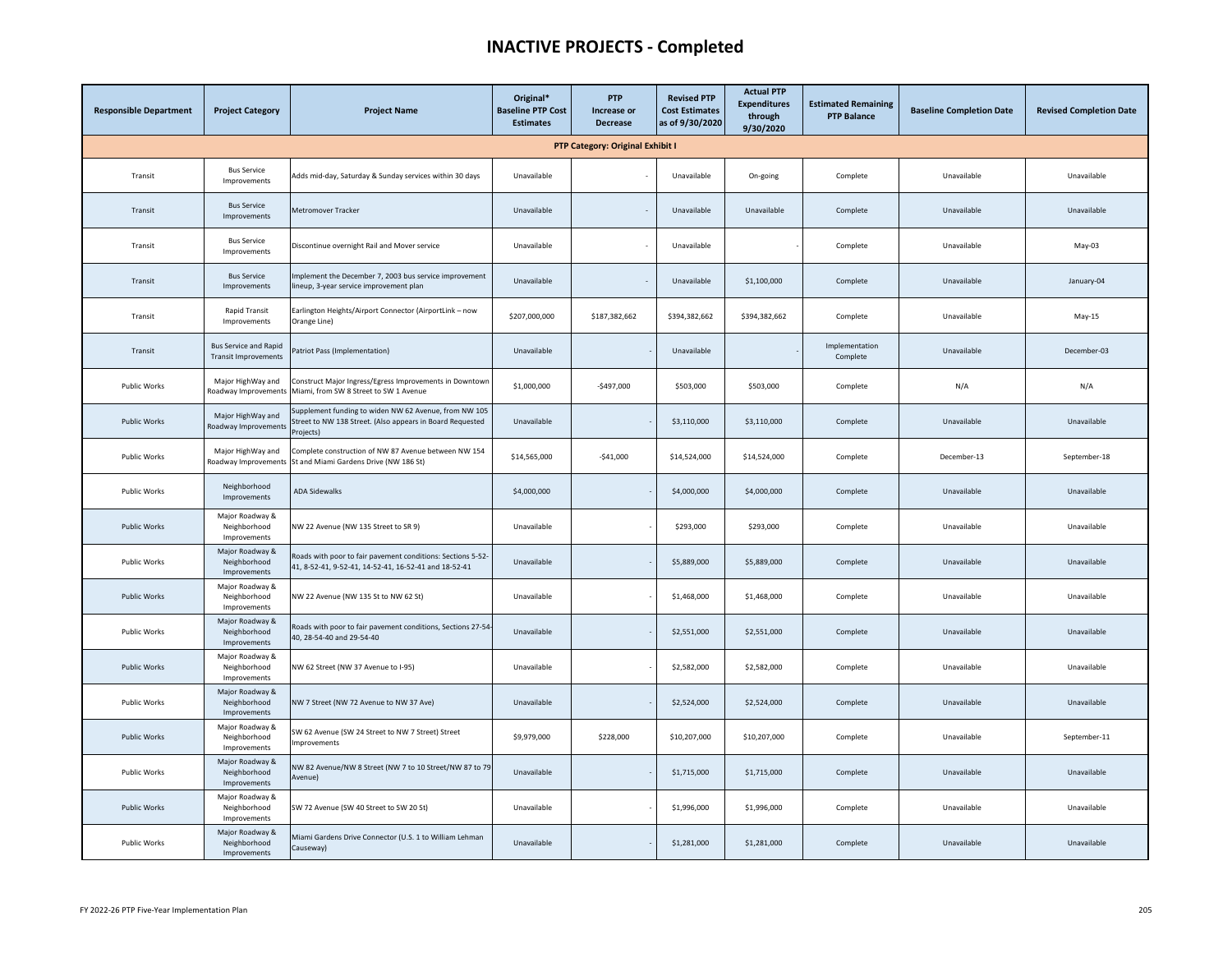# INACTIVE PROJECTS - Completed

| Responsible Department | Project Category | Project Name | Original* Baseline PTP Cost Estimates | PTP Increase or Decrease | Revised PTP Cost Estimates as of 9/30/2020 | Actual PTP Expenditures through 9/30/2020 | Estimated Remaining PTP Balance | Baseline Completion Date | Revised Completion Date |
|---|---|---|---|---|---|---|---|---|---|
| **PTP Category: Original Exhibit I** | | | | | | | | | |
| Transit | Bus Service Improvements | Adds mid-day, Saturday & Sunday services within 30 days | Unavailable | - | Unavailable | On-going | Complete | Unavailable | Unavailable |
| Transit | Bus Service Improvements | Metromover Tracker | Unavailable | - | Unavailable | Unavailable | Complete | Unavailable | Unavailable |
| Transit | Bus Service Improvements | Discontinue overnight Rail and Mover service | Unavailable | - | Unavailable | - | Complete | Unavailable | May-03 |
| Transit | Bus Service Improvements | Implement the December 7, 2003 bus service improvement lineup, 3-year service improvement plan | Unavailable | - | Unavailable | $1,100,000 | Complete | Unavailable | January-04 |
| Transit | Rapid Transit Improvements | Earlington Heights/Airport Connector (AirportLink – now Orange Line) | $207,000,000 | $187,382,662 | $394,382,662 | $394,382,662 | Complete | Unavailable | May-15 |
| Transit | Bus Service and Rapid Transit Improvements | Patriot Pass (Implementation) | Unavailable | - | Unavailable | - | Implementation Complete | Unavailable | December-03 |
| Public Works | Major HighWay and Roadway Improvements | Construct Major Ingress/Egress Improvements in Downtown Miami, from SW 8 Street to SW 1 Avenue | $1,000,000 | -$497,000 | $503,000 | $503,000 | Complete | N/A | N/A |
| Public Works | Major HighWay and Roadway Improvements | Supplement funding to widen NW 62 Avenue, from NW 105 Street to NW 138 Street. (Also appears in Board Requested Projects) | Unavailable | - | $3,110,000 | $3,110,000 | Complete | Unavailable | Unavailable |
| Public Works | Major HighWay and Roadway Improvements | Complete construction of NW 87 Avenue between NW 154 St and Miami Gardens Drive (NW 186 St) | $14,565,000 | -$41,000 | $14,524,000 | $14,524,000 | Complete | December-13 | September-18 |
| Public Works | Neighborhood Improvements | ADA Sidewalks | $4,000,000 | - | $4,000,000 | $4,000,000 | Complete | Unavailable | Unavailable |
| Public Works | Major Roadway & Neighborhood Improvements | NW 22 Avenue (NW 135 Street to SR 9) | Unavailable | - | $293,000 | $293,000 | Complete | Unavailable | Unavailable |
| Public Works | Major Roadway & Neighborhood Improvements | Roads with poor to fair pavement conditions: Sections 5-52-41, 8-52-41, 9-52-41, 14-52-41, 16-52-41 and 18-52-41 | Unavailable | - | $5,889,000 | $5,889,000 | Complete | Unavailable | Unavailable |
| Public Works | Major Roadway & Neighborhood Improvements | NW 22 Avenue (NW 135 St to NW 62 St) | Unavailable | - | $1,468,000 | $1,468,000 | Complete | Unavailable | Unavailable |
| Public Works | Major Roadway & Neighborhood Improvements | Roads with poor to fair pavement conditions, Sections 27-54-40, 28-54-40 and 29-54-40 | Unavailable | - | $2,551,000 | $2,551,000 | Complete | Unavailable | Unavailable |
| Public Works | Major Roadway & Neighborhood Improvements | NW 62 Street (NW 37 Avenue to I-95) | Unavailable | - | $2,582,000 | $2,582,000 | Complete | Unavailable | Unavailable |
| Public Works | Major Roadway & Neighborhood Improvements | NW 7 Street (NW 72 Avenue to NW 37 Ave) | Unavailable | - | $2,524,000 | $2,524,000 | Complete | Unavailable | Unavailable |
| Public Works | Major Roadway & Neighborhood Improvements | SW 62 Avenue (SW 24 Street to NW 7 Street) Street Improvements | $9,979,000 | $228,000 | $10,207,000 | $10,207,000 | Complete | Unavailable | September-11 |
| Public Works | Major Roadway & Neighborhood Improvements | NW 82 Avenue/NW 8 Street (NW 7 to 10 Street/NW 87 to 79 Avenue) | Unavailable | - | $1,715,000 | $1,715,000 | Complete | Unavailable | Unavailable |
| Public Works | Major Roadway & Neighborhood Improvements | SW 72 Avenue (SW 40 Street to SW 20 St) | Unavailable | - | $1,996,000 | $1,996,000 | Complete | Unavailable | Unavailable |
| Public Works | Major Roadway & Neighborhood Improvements | Miami Gardens Drive Connector (U.S. 1 to William Lehman Causeway) | Unavailable | - | $1,281,000 | $1,281,000 | Complete | Unavailable | Unavailable |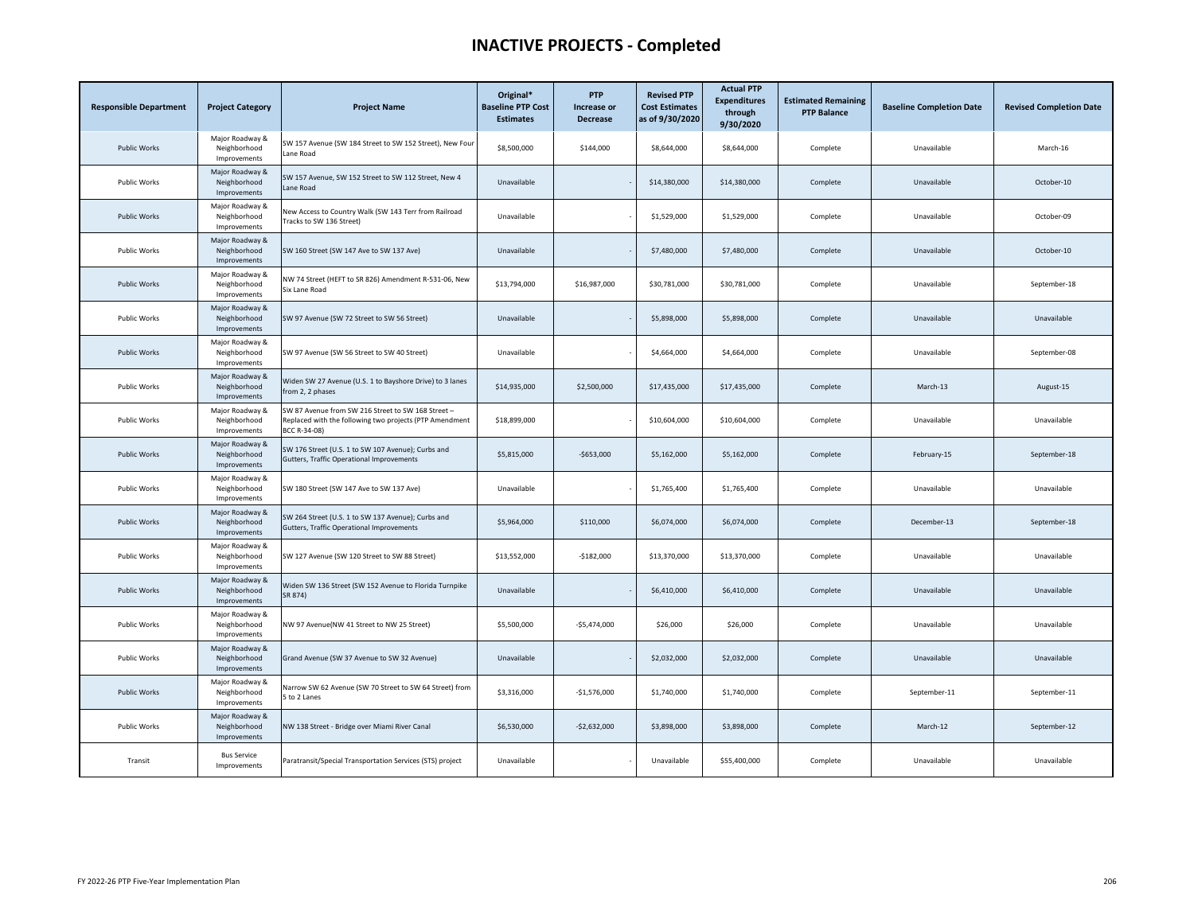# INACTIVE PROJECTS - Completed

| Responsible Department | Project Category | Project Name | Original* Baseline PTP Cost Estimates | PTP Increase or Decrease | Revised PTP Cost Estimates as of 9/30/2020 | Actual PTP Expenditures through 9/30/2020 | Estimated Remaining PTP Balance | Baseline Completion Date | Revised Completion Date |
|---|---|---|---|---|---|---|---|---|---|
| Public Works | Major Roadway & Neighborhood Improvements | SW 157 Avenue (SW 184 Street to SW 152 Street), New Four Lane Road | $8,500,000 | $144,000 | $8,644,000 | $8,644,000 | Complete | Unavailable | March-16 |
| Public Works | Major Roadway & Neighborhood Improvements | SW 157 Avenue, SW 152 Street to SW 112 Street, New 4 Lane Road | Unavailable | - | $14,380,000 | $14,380,000 | Complete | Unavailable | October-10 |
| Public Works | Major Roadway & Neighborhood Improvements | New Access to Country Walk (SW 143 Terr from Railroad Tracks to SW 136 Street) | Unavailable | - | $1,529,000 | $1,529,000 | Complete | Unavailable | October-09 |
| Public Works | Major Roadway & Neighborhood Improvements | SW 160 Street (SW 147 Ave to SW 137 Ave) | Unavailable | - | $7,480,000 | $7,480,000 | Complete | Unavailable | October-10 |
| Public Works | Major Roadway & Neighborhood Improvements | NW 74 Street (HEFT to SR 826) Amendment R-531-06, New Six Lane Road | $13,794,000 | $16,987,000 | $30,781,000 | $30,781,000 | Complete | Unavailable | September-18 |
| Public Works | Major Roadway & Neighborhood Improvements | SW 97 Avenue (SW 72 Street to SW 56 Street) | Unavailable | - | $5,898,000 | $5,898,000 | Complete | Unavailable | Unavailable |
| Public Works | Major Roadway & Neighborhood Improvements | SW 97 Avenue (SW 56 Street to SW 40 Street) | Unavailable | - | $4,664,000 | $4,664,000 | Complete | Unavailable | September-08 |
| Public Works | Major Roadway & Neighborhood Improvements | Widen SW 27 Avenue (U.S. 1 to Bayshore Drive) to 3 lanes from 2, 2 phases | $14,935,000 | $2,500,000 | $17,435,000 | $17,435,000 | Complete | March-13 | August-15 |
| Public Works | Major Roadway & Neighborhood Improvements | SW 87 Avenue from SW 216 Street to SW 168 Street – Replaced with the following two projects (PTP Amendment BCC R-34-08) | $18,899,000 | - | $10,604,000 | $10,604,000 | Complete | Unavailable | Unavailable |
| Public Works | Major Roadway & Neighborhood Improvements | SW 176 Street (U.S. 1 to SW 107 Avenue); Curbs and Gutters, Traffic Operational Improvements | $5,815,000 | -$653,000 | $5,162,000 | $5,162,000 | Complete | February-15 | September-18 |
| Public Works | Major Roadway & Neighborhood Improvements | SW 180 Street (SW 147 Ave to SW 137 Ave) | Unavailable | - | $1,765,400 | $1,765,400 | Complete | Unavailable | Unavailable |
| Public Works | Major Roadway & Neighborhood Improvements | SW 264 Street (U.S. 1 to SW 137 Avenue); Curbs and Gutters, Traffic Operational Improvements | $5,964,000 | $110,000 | $6,074,000 | $6,074,000 | Complete | December-13 | September-18 |
| Public Works | Major Roadway & Neighborhood Improvements | SW 127 Avenue (SW 120 Street to SW 88 Street) | $13,552,000 | -$182,000 | $13,370,000 | $13,370,000 | Complete | Unavailable | Unavailable |
| Public Works | Major Roadway & Neighborhood Improvements | Widen SW 136 Street (SW 152 Avenue to Florida Turnpike SR 874) | Unavailable | - | $6,410,000 | $6,410,000 | Complete | Unavailable | Unavailable |
| Public Works | Major Roadway & Neighborhood Improvements | NW 97 Avenue(NW 41 Street to NW 25 Street) | $5,500,000 | -$5,474,000 | $26,000 | $26,000 | Complete | Unavailable | Unavailable |
| Public Works | Major Roadway & Neighborhood Improvements | Grand Avenue (SW 37 Avenue to SW 32 Avenue) | Unavailable | - | $2,032,000 | $2,032,000 | Complete | Unavailable | Unavailable |
| Public Works | Major Roadway & Neighborhood Improvements | Narrow SW 62 Avenue (SW 70 Street to SW 64 Street) from 5 to 2 Lanes | $3,316,000 | -$1,576,000 | $1,740,000 | $1,740,000 | Complete | September-11 | September-11 |
| Public Works | Major Roadway & Neighborhood Improvements | NW 138 Street - Bridge over Miami River Canal | $6,530,000 | -$2,632,000 | $3,898,000 | $3,898,000 | Complete | March-12 | September-12 |
| Transit | Bus Service Improvements | Paratransit/Special Transportation Services (STS) project | Unavailable | - | Unavailable | $55,400,000 | Complete | Unavailable | Unavailable |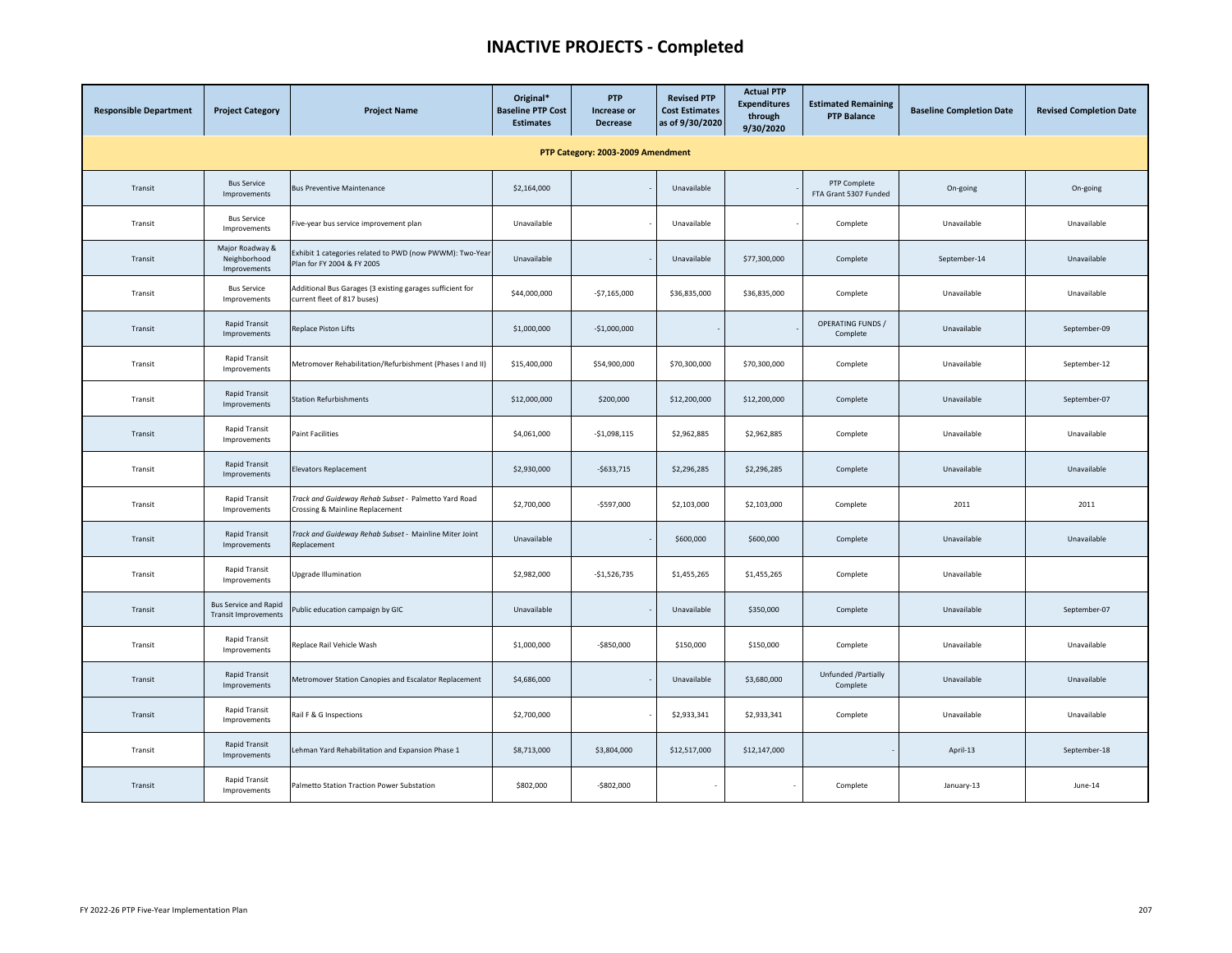# INACTIVE PROJECTS - Completed

| Responsible Department | Project Category | Project Name | Original* Baseline PTP Cost Estimates | PTP Increase or Decrease | Revised PTP Cost Estimates as of 9/30/2020 | Actual PTP Expenditures through 9/30/2020 | Estimated Remaining PTP Balance | Baseline Completion Date | Revised Completion Date |
|---|---|---|---|---|---|---|---|---|---|
| **PTP Category: 2003-2009 Amendment** | | | | | | | | | |
| Transit | Bus Service Improvements | Bus Preventive Maintenance | $2,164,000 | - | Unavailable | | PTP Complete FTA Grant 5307 Funded | On-going | On-going |
| Transit | Bus Service Improvements | Five-year bus service improvement plan | Unavailable | - | Unavailable | - | Complete | Unavailable | Unavailable |
| Transit | Major Roadway & Neighborhood Improvements | Exhibit 1 categories related to PWD (now PWWM): Two-Year Plan for FY 2004 & FY 2005 | Unavailable | - | Unavailable | $77,300,000 | Complete | September-14 | Unavailable |
| Transit | Bus Service Improvements | Additional Bus Garages (3 existing garages sufficient for current fleet of 817 buses) | $44,000,000 | -$7,165,000 | $36,835,000 | $36,835,000 | Complete | Unavailable | Unavailable |
| Transit | Rapid Transit Improvements | Replace Piston Lifts | $1,000,000 | -$1,000,000 | - | - | OPERATING FUNDS / Complete | Unavailable | September-09 |
| Transit | Rapid Transit Improvements | Metromover Rehabilitation/Refurbishment (Phases I and II) | $15,400,000 | $54,900,000 | $70,300,000 | $70,300,000 | Complete | Unavailable | September-12 |
| Transit | Rapid Transit Improvements | Station Refurbishments | $12,000,000 | $200,000 | $12,200,000 | $12,200,000 | Complete | Unavailable | September-07 |
| Transit | Rapid Transit Improvements | Paint Facilities | $4,061,000 | -$1,098,115 | $2,962,885 | $2,962,885 | Complete | Unavailable | Unavailable |
| Transit | Rapid Transit Improvements | Elevators Replacement | $2,930,000 | -$633,715 | $2,296,285 | $2,296,285 | Complete | Unavailable | Unavailable |
| Transit | Rapid Transit Improvements | *Track and Guideway Rehab Subset* - Palmetto Yard Road Crossing & Mainline Replacement | $2,700,000 | -$597,000 | $2,103,000 | $2,103,000 | Complete | 2011 | 2011 |
| Transit | Rapid Transit Improvements | *Track and Guideway Rehab Subset* - Mainline Miter Joint Replacement | Unavailable | - | $600,000 | $600,000 | Complete | Unavailable | Unavailable |
| Transit | Rapid Transit Improvements | Upgrade Illumination | $2,982,000 | -$1,526,735 | $1,455,265 | $1,455,265 | Complete | Unavailable | |
| Transit | Bus Service and Rapid Transit Improvements | Public education campaign by GIC | Unavailable | - | Unavailable | $350,000 | Complete | Unavailable | September-07 |
| Transit | Rapid Transit Improvements | Replace Rail Vehicle Wash | $1,000,000 | -$850,000 | $150,000 | $150,000 | Complete | Unavailable | Unavailable |
| Transit | Rapid Transit Improvements | Metromover Station Canopies and Escalator Replacement | $4,686,000 | - | Unavailable | $3,680,000 | Unfunded /Partially Complete | Unavailable | Unavailable |
| Transit | Rapid Transit Improvements | Rail F & G Inspections | $2,700,000 | - | $2,933,341 | $2,933,341 | Complete | Unavailable | Unavailable |
| Transit | Rapid Transit Improvements | Lehman Yard Rehabilitation and Expansion Phase 1 | $8,713,000 | $3,804,000 | $12,517,000 | $12,147,000 | - | April-13 | September-18 |
| Transit | Rapid Transit Improvements | Palmetto Station Traction Power Substation | $802,000 | -$802,000 | - | - | Complete | January-13 | June-14 |

FY 2022-26 PTP Five-Year Implementation Plan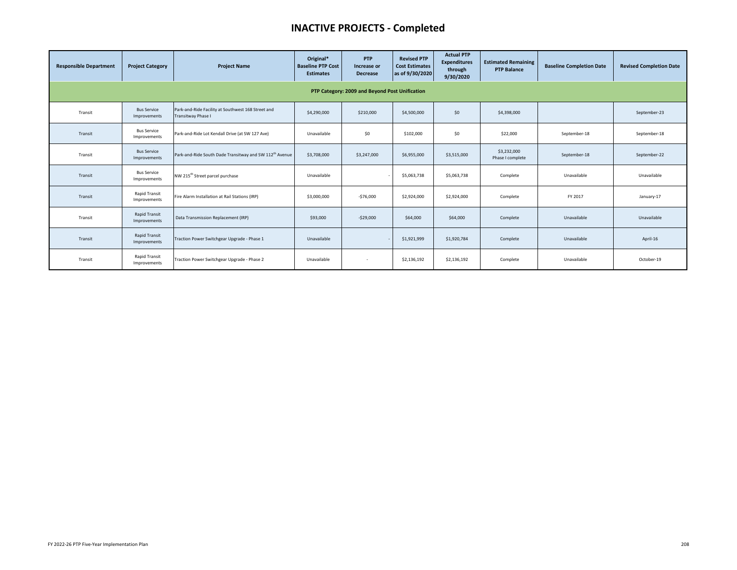# INACTIVE PROJECTS - Completed

| Responsible Department | Project Category | Project Name | Original* Baseline PTP Cost Estimates | PTP Increase or Decrease | Revised PTP Cost Estimates as of 9/30/2020 | Actual PTP Expenditures through 9/30/2020 | Estimated Remaining PTP Balance | Baseline Completion Date | Revised Completion Date |
|---|---|---|---|---|---|---|---|---|---|
| PTP Category: 2009 and Beyond Post Unification | | | | | | | | | |
| Transit | Bus Service Improvements | Park-and-Ride Facility at Southwest 168 Street and Transitway Phase I | $4,290,000 | $210,000 | $4,500,000 | $0 | $4,398,000 | | September-23 |
| Transit | Bus Service Improvements | Park-and-Ride Lot Kendall Drive (at SW 127 Ave) | Unavailable | $0 | $102,000 | $0 | $22,000 | September-18 | September-18 |
| Transit | Bus Service Improvements | Park-and-Ride South Dade Transitway and SW 112th Avenue | $3,708,000 | $3,247,000 | $6,955,000 | $3,515,000 | $3,232,000 Phase I complete | September-18 | September-22 |
| Transit | Bus Service Improvements | NW 215th Street parcel purchase | Unavailable | - | $5,063,738 | $5,063,738 | Complete | Unavailable | Unavailable |
| Transit | Rapid Transit Improvements | Fire Alarm Installation at Rail Stations (IRP) | $3,000,000 | -$76,000 | $2,924,000 | $2,924,000 | Complete | FY 2017 | January-17 |
| Transit | Rapid Transit Improvements | Data Transmission Replacement (IRP) | $93,000 | -$29,000 | $64,000 | $64,000 | Complete | Unavailable | Unavailable |
| Transit | Rapid Transit Improvements | Traction Power Switchgear Upgrade - Phase 1 | Unavailable | - | $1,921,999 | $1,920,784 | Complete | Unavailable | April-16 |
| Transit | Rapid Transit Improvements | Traction Power Switchgear Upgrade - Phase 2 | Unavailable | - | $2,136,192 | $2,136,192 | Complete | Unavailable | October-19 |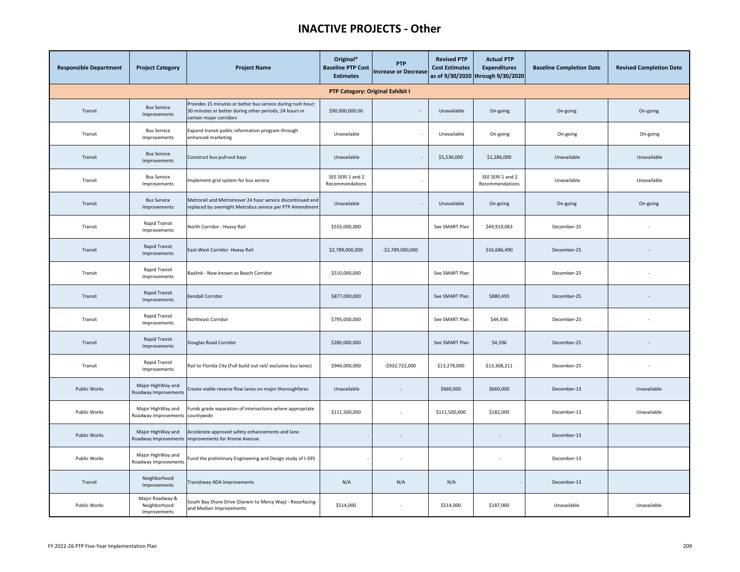# INACTIVE PROJECTS - Other

| Responsible Department | Project Category | Project Name | Original* Baseline PTP Cost Estimates | PTP Increase or Decrease | Revised PTP Cost Estimates as of 9/30/2020 | Actual PTP Expenditures through 9/30/2020 | Baseline Completion Date | Revised Completion Date |
|---|---|---|---|---|---|---|---|---|
| **PTP Category: Original Exhibit I** | | | | | | | | |
| Transit | Bus Service Improvements | Provides 15 minutes or better bus service during rush hour; 30 minutes or better during other periods; 24 hours in certain major corridors | $90,000,000.00 | - | Unavailable | On-going | On-going | On-going |
| Transit | Bus Service Improvements | Expand transit public information program through enhanced marketing | Unavailable | - | Unavailable | On-going | On-going | On-going |
| Transit | Bus Service Improvements | Construct bus pull-out bays | Unavailable | - | $5,536,000 | $1,286,000 | Unavailable | Unavailable |
| Transit | Bus Service Improvements | Implement grid system for bus service | SEE SERI 1 and 2 Recommendations | - | | SEE SERI 1 and 2 Recommendations | Unavailable | Unavailable |
| Transit | Bus Service Improvements | Metrorail and Metromover 24 hour service discontinued and replaced by overnight Metrobus service per PTP Amendment | Unavailable | - | Unavailable | On-going | On-going | On-going |
| Transit | Rapid Transit Improvements | North Corridor - Heavy Rail | $555,000,000 | | See SMART Plan | $49,919,063 | December-25 | - |
| Transit | Rapid Transit Improvements | East-West Corridor -Heavy Rail | $2,789,000,000 | -$2,789,000,000 | | $16,686,490 | December-25 | - |
| Transit | Rapid Transit Improvements | Baylink - Now known as Beach Corridor | $510,000,000 | | See SMART Plan | | December-25 | - |
| Transit | Rapid Transit Improvements | Kendall Corridor | $877,000,000 | | See SMART Plan | $880,493 | December-25 | - |
| Transit | Rapid Transit Improvements | Northeast Corridor | $795,000,000 | | See SMART Plan | $44,936 | December-25 | - |
| Transit | Rapid Transit Improvements | Douglas Road Corridor | $280,000,000 | | See SMART Plan | $4,596 | December-25 | - |
| Transit | Rapid Transit Improvements | Rail to Florida City (Full build out rail/ exclusive bus lanes) | $946,000,000 | -$932,722,000 | $13,278,000 | $13,308,211 | December-25 | - |
| Public Works | Major HighWay and Roadway Improvements | Create viable reverse flow lanes on major thoroughfares | Unavailable | - | $660,000 | $660,000 | December-13 | Unavailable |
| Public Works | Major HighWay and Roadway Improvements | Funds grade separation of intersections where appropriate countywide | $111,500,000 | - | $111,500,000 | $182,000 | December-13 | Unavailable |
| Public Works | Major HighWay and Roadway Improvements | Accelerate approved safety enhancements and lane improvements for Krome Avenue. | - | - | | - | December-13 | |
| Public Works | Major HighWay and Roadway Improvements | Fund the preliminary Engineering and Design study of I-395 | - | - | | - | December-13 | |
| Transit | Neighborhood Improvements | Transitway ADA Improvements | N/A | N/A | N/A | - | December-13 | |
| Public Works | Major Roadway & Neighborhood Improvements | South Bay Shore Drive (Darwin to Mercy Way) - Resurfacing and Median Improvements | $514,000 | - | $514,000 | $187,000 | Unavailable | Unavailable |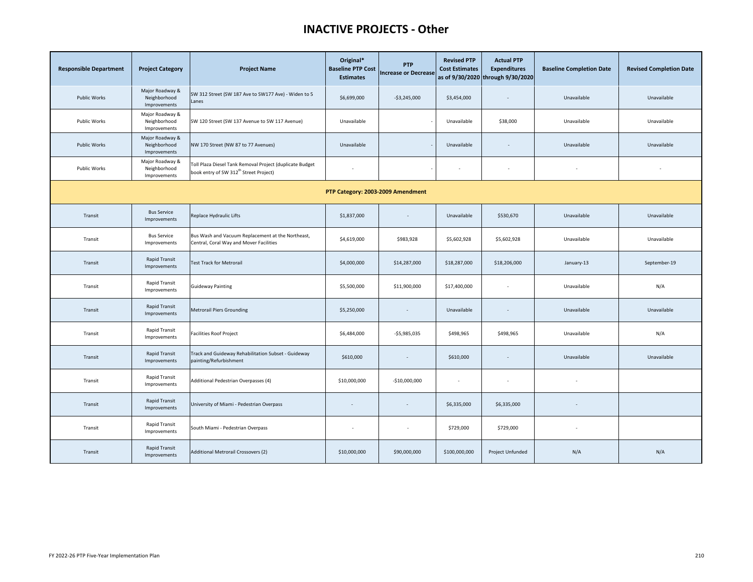# INACTIVE PROJECTS - Other

| Responsible Department | Project Category | Project Name | Original* Baseline PTP Cost Estimates | PTP Increase or Decrease | Revised PTP Cost Estimates as of 9/30/2020 | Actual PTP Expenditures through 9/30/2020 | Baseline Completion Date | Revised Completion Date |
|---|---|---|---|---|---|---|---|---|
| Public Works | Major Roadway & Neighborhood Improvements | SW 312 Street (SW 187 Ave to SW177 Ave) - Widen to 5 Lanes | $6,699,000 | -$3,245,000 | $3,454,000 | - | Unavailable | Unavailable |
| Public Works | Major Roadway & Neighborhood Improvements | SW 120 Street (SW 137 Avenue to SW 117 Avenue) | Unavailable | - | Unavailable | $38,000 | Unavailable | Unavailable |
| Public Works | Major Roadway & Neighborhood Improvements | NW 170 Street (NW 87 to 77 Avenues) | Unavailable | - | Unavailable | - | Unavailable | Unavailable |
| Public Works | Major Roadway & Neighborhood Improvements | Toll Plaza Diesel Tank Removal Project (duplicate Budget book entry of SW 312th Street Project) | - | - | - | - | - | - |
| **PTP Category: 2003-2009 Amendment** | | | | | | | | |
| Transit | Bus Service Improvements | Replace Hydraulic Lifts | $1,837,000 | - | Unavailable | $530,670 | Unavailable | Unavailable |
| Transit | Bus Service Improvements | Bus Wash and Vacuum Replacement at the Northeast, Central, Coral Way and Mover Facilities | $4,619,000 | $983,928 | $5,602,928 | $5,602,928 | Unavailable | Unavailable |
| Transit | Rapid Transit Improvements | Test Track for Metrorail | $4,000,000 | $14,287,000 | $18,287,000 | $18,206,000 | January-13 | September-19 |
| Transit | Rapid Transit Improvements | Guideway Painting | $5,500,000 | $11,900,000 | $17,400,000 | - | Unavailable | N/A |
| Transit | Rapid Transit Improvements | Metrorail Piers Grounding | $5,250,000 | - | Unavailable | - | Unavailable | Unavailable |
| Transit | Rapid Transit Improvements | Facilities Roof Project | $6,484,000 | -$5,985,035 | $498,965 | $498,965 | Unavailable | N/A |
| Transit | Rapid Transit Improvements | Track and Guideway Rehabilitation Subset - Guideway painting/Refurbishment | $610,000 | - | $610,000 | - | Unavailable | Unavailable |
| Transit | Rapid Transit Improvements | Additional Pedestrian Overpasses (4) | $10,000,000 | -$10,000,000 | - | - | - | |
| Transit | Rapid Transit Improvements | University of Miami - Pedestrian Overpass | - | - | $6,335,000 | $6,335,000 | - | |
| Transit | Rapid Transit Improvements | South Miami - Pedestrian Overpass | - | - | $729,000 | $729,000 | - | |
| Transit | Rapid Transit Improvements | Additional Metrorail Crossovers (2) | $10,000,000 | $90,000,000 | $100,000,000 | Project Unfunded | N/A | N/A |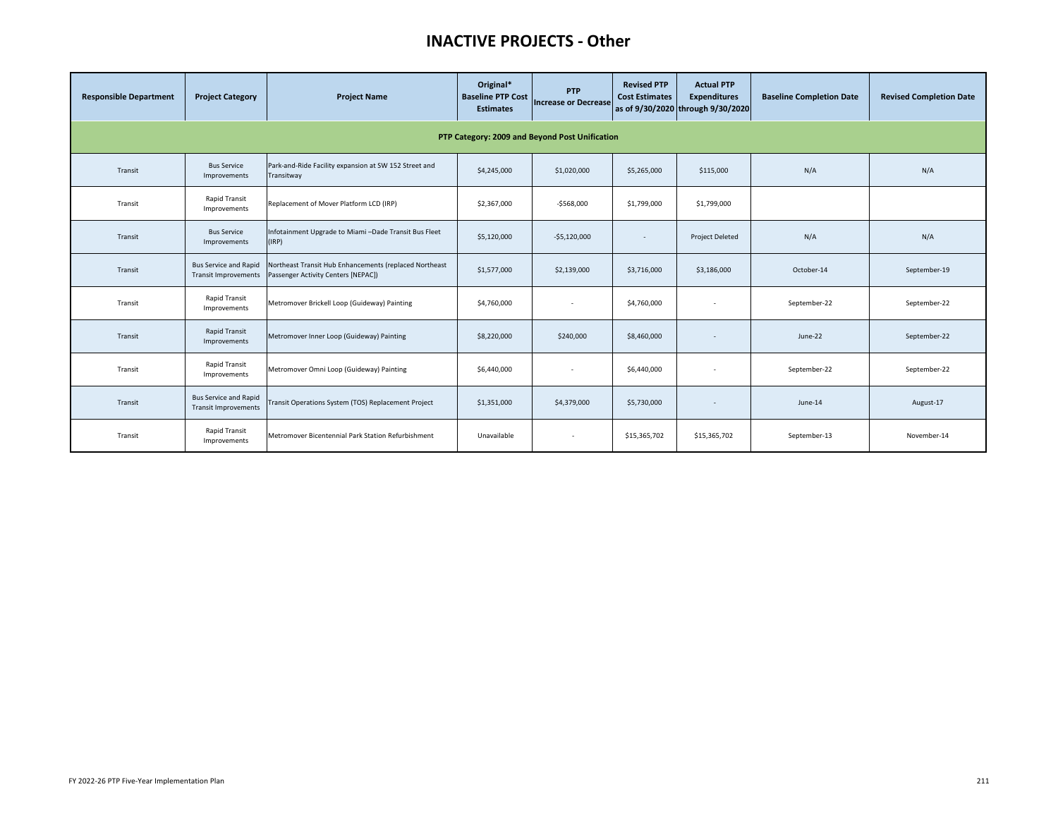# INACTIVE PROJECTS - Other

| Responsible Department | Project Category | Project Name | Original* Baseline PTP Cost Estimates | PTP Increase or Decrease | Revised PTP Cost Estimates as of 9/30/2020 | Actual PTP Expenditures through 9/30/2020 | Baseline Completion Date | Revised Completion Date |
|---|---|---|---|---|---|---|---|---|
| **PTP Category: 2009 and Beyond Post Unification** | | | | | | | | |
| Transit | Bus Service Improvements | Park-and-Ride Facility expansion at SW 152 Street and Transitway | $4,245,000 | $1,020,000 | $5,265,000 | $115,000 | N/A | N/A |
| Transit | Rapid Transit Improvements | Replacement of Mover Platform LCD (IRP) | $2,367,000 | -$568,000 | $1,799,000 | $1,799,000 | | |
| Transit | Bus Service Improvements | Infotainment Upgrade to Miami –Dade Transit Bus Fleet (IRP) | $5,120,000 | -$5,120,000 | - | Project Deleted | N/A | N/A |
| Transit | Bus Service and Rapid Transit Improvements | Northeast Transit Hub Enhancements (replaced Northeast Passenger Activity Centers [NEPAC]) | $1,577,000 | $2,139,000 | $3,716,000 | $3,186,000 | October-14 | September-19 |
| Transit | Rapid Transit Improvements | Metromover Brickell Loop (Guideway) Painting | $4,760,000 | - | $4,760,000 | - | September-22 | September-22 |
| Transit | Rapid Transit Improvements | Metromover Inner Loop (Guideway) Painting | $8,220,000 | $240,000 | $8,460,000 | - | June-22 | September-22 |
| Transit | Rapid Transit Improvements | Metromover Omni Loop (Guideway) Painting | $6,440,000 | - | $6,440,000 | - | September-22 | September-22 |
| Transit | Bus Service and Rapid Transit Improvements | Transit Operations System (TOS) Replacement Project | $1,351,000 | $4,379,000 | $5,730,000 | - | June-14 | August-17 |
| Transit | Rapid Transit Improvements | Metromover Bicentennial Park Station Refurbishment | Unavailable | - | $15,365,702 | $15,365,702 | September-13 | November-14 |